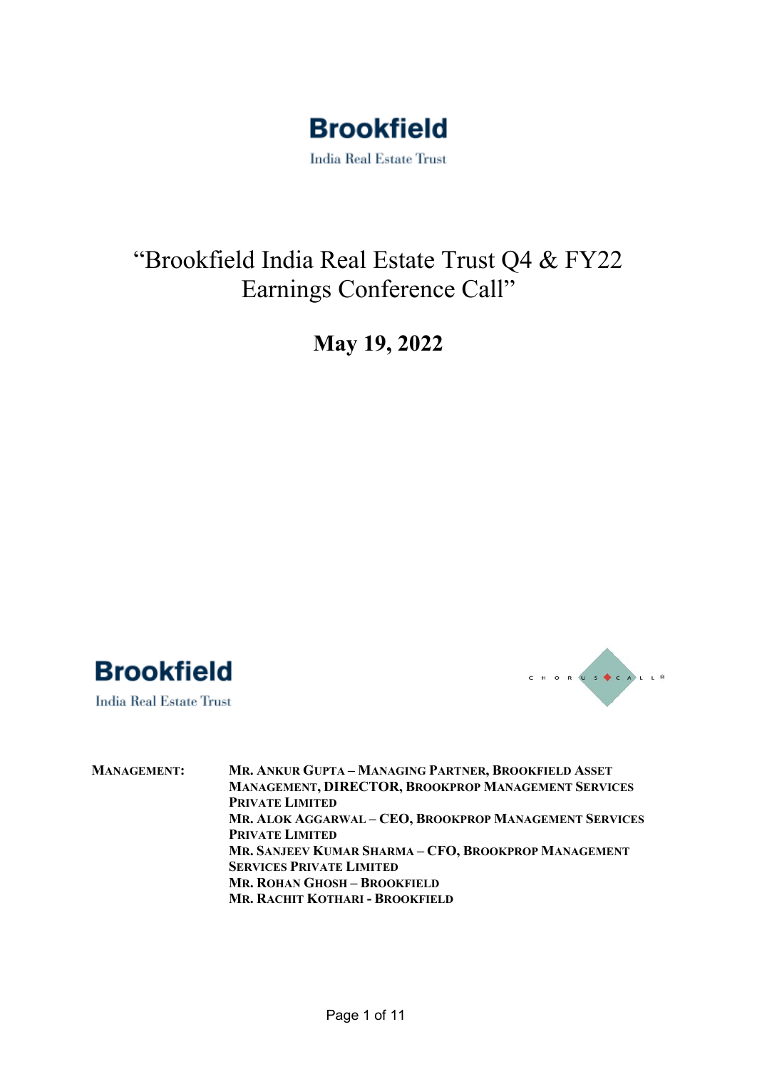**Brookfield**

India Real Estate Trust

# "Brookfield India Real Estate Trust Q4 & FY22 Earnings Conference Call"

## May 19, 2022

**Brookfield**

India Real Estate Trust

CHORUS CALL®

**MANAGEMENT:**

**MR. ANKUR GUPTA – MANAGING PARTNER, BROOKFIELD ASSET MANAGEMENT, DIRECTOR, BROOKPROP MANAGEMENT SERVICES PRIVATE LIMITED**

**MR. ALOK AGGARWAL – CEO, BROOKPROP MANAGEMENT SERVICES PRIVATE LIMITED**

**MR. SANJEEV KUMAR SHARMA – CFO, BROOKPROP MANAGEMENT SERVICES PRIVATE LIMITED**

**MR. ROHAN GHOSH – BROOKFIELD**

**MR. RACHIT KOTHARI - BROOKFIELD**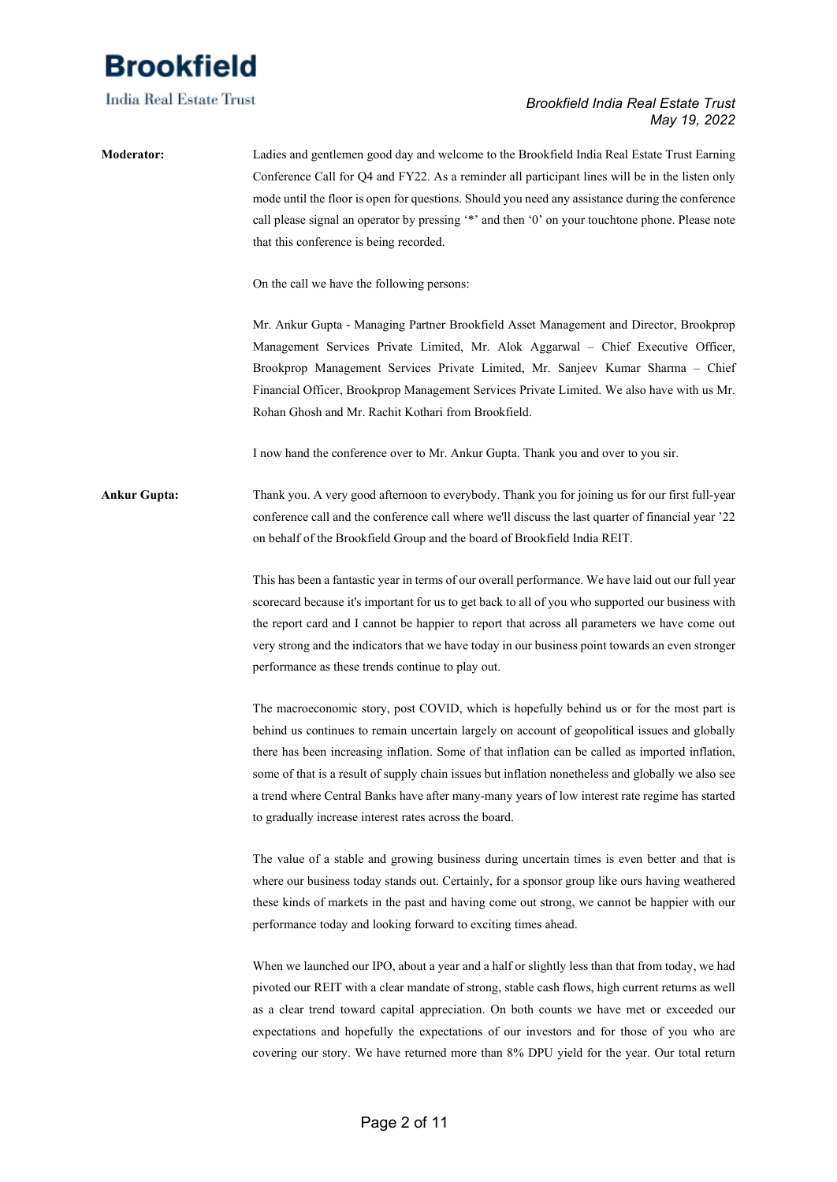**Moderator:** Ladies and gentlemen good day and welcome to the Brookfield India Real Estate Trust Earning Conference Call for Q4 and FY22. As a reminder all participant lines will be in the listen only mode until the floor is open for questions. Should you need any assistance during the conference call please signal an operator by pressing '*' and then '0' on your touchtone phone. Please note that this conference is being recorded.

On the call we have the following persons:

Mr. Ankur Gupta - Managing Partner Brookfield Asset Management and Director, Brookprop Management Services Private Limited, Mr. Alok Aggarwal – Chief Executive Officer, Brookprop Management Services Private Limited, Mr. Sanjeev Kumar Sharma – Chief Financial Officer, Brookprop Management Services Private Limited. We also have with us Mr. Rohan Ghosh and Mr. Rachit Kothari from Brookfield.

I now hand the conference over to Mr. Ankur Gupta. Thank you and over to you sir.

**Ankur Gupta:** Thank you. A very good afternoon to everybody. Thank you for joining us for our first full-year conference call and the conference call where we'll discuss the last quarter of financial year '22 on behalf of the Brookfield Group and the board of Brookfield India REIT.

This has been a fantastic year in terms of our overall performance. We have laid out our full year scorecard because it's important for us to get back to all of you who supported our business with the report card and I cannot be happier to report that across all parameters we have come out very strong and the indicators that we have today in our business point towards an even stronger performance as these trends continue to play out.

The macroeconomic story, post COVID, which is hopefully behind us or for the most part is behind us continues to remain uncertain largely on account of geopolitical issues and globally there has been increasing inflation. Some of that inflation can be called as imported inflation, some of that is a result of supply chain issues but inflation nonetheless and globally we also see a trend where Central Banks have after many-many years of low interest rate regime has started to gradually increase interest rates across the board.

The value of a stable and growing business during uncertain times is even better and that is where our business today stands out. Certainly, for a sponsor group like ours having weathered these kinds of markets in the past and having come out strong, we cannot be happier with our performance today and looking forward to exciting times ahead.

When we launched our IPO, about a year and a half or slightly less than that from today, we had pivoted our REIT with a clear mandate of strong, stable cash flows, high current returns as well as a clear trend toward capital appreciation. On both counts we have met or exceeded our expectations and hopefully the expectations of our investors and for those of you who are covering our story. We have returned more than 8% DPU yield for the year. Our total return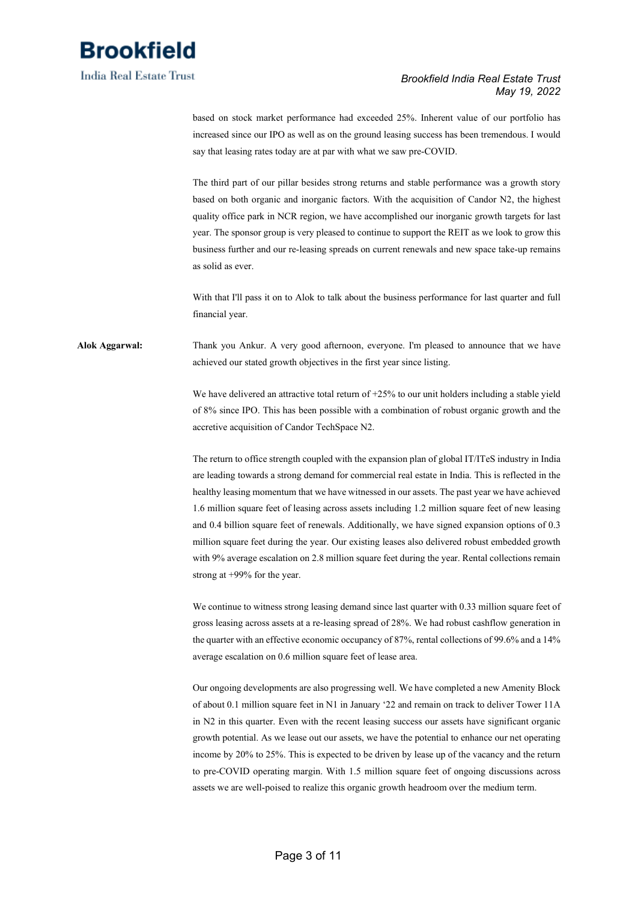based on stock market performance had exceeded 25%. Inherent value of our portfolio has increased since our IPO as well as on the ground leasing success has been tremendous. I would say that leasing rates today are at par with what we saw pre-COVID.

The third part of our pillar besides strong returns and stable performance was a growth story based on both organic and inorganic factors. With the acquisition of Candor N2, the highest quality office park in NCR region, we have accomplished our inorganic growth targets for last year. The sponsor group is very pleased to continue to support the REIT as we look to grow this business further and our re-leasing spreads on current renewals and new space take-up remains as solid as ever.

With that I'll pass it on to Alok to talk about the business performance for last quarter and full financial year.

**Alok Aggarwal:** Thank you Ankur. A very good afternoon, everyone. I'm pleased to announce that we have achieved our stated growth objectives in the first year since listing.

We have delivered an attractive total return of +25% to our unit holders including a stable yield of 8% since IPO. This has been possible with a combination of robust organic growth and the accretive acquisition of Candor TechSpace N2.

The return to office strength coupled with the expansion plan of global IT/ITeS industry in India are leading towards a strong demand for commercial real estate in India. This is reflected in the healthy leasing momentum that we have witnessed in our assets. The past year we have achieved 1.6 million square feet of leasing across assets including 1.2 million square feet of new leasing and 0.4 billion square feet of renewals. Additionally, we have signed expansion options of 0.3 million square feet during the year. Our existing leases also delivered robust embedded growth with 9% average escalation on 2.8 million square feet during the year. Rental collections remain strong at +99% for the year.

We continue to witness strong leasing demand since last quarter with 0.33 million square feet of gross leasing across assets at a re-leasing spread of 28%. We had robust cashflow generation in the quarter with an effective economic occupancy of 87%, rental collections of 99.6% and a 14% average escalation on 0.6 million square feet of lease area.

Our ongoing developments are also progressing well. We have completed a new Amenity Block of about 0.1 million square feet in N1 in January '22 and remain on track to deliver Tower 11A in N2 in this quarter. Even with the recent leasing success our assets have significant organic growth potential. As we lease out our assets, we have the potential to enhance our net operating income by 20% to 25%. This is expected to be driven by lease up of the vacancy and the return to pre-COVID operating margin. With 1.5 million square feet of ongoing discussions across assets we are well-poised to realize this organic growth headroom over the medium term.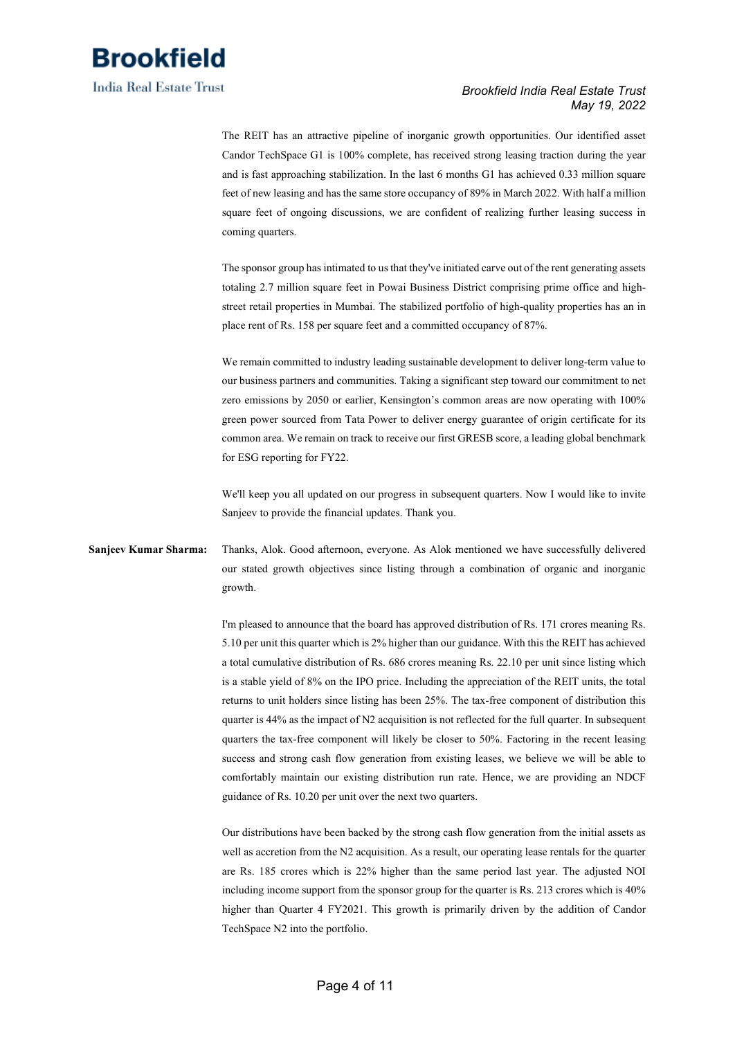The REIT has an attractive pipeline of inorganic growth opportunities. Our identified asset Candor TechSpace G1 is 100% complete, has received strong leasing traction during the year and is fast approaching stabilization. In the last 6 months G1 has achieved 0.33 million square feet of new leasing and has the same store occupancy of 89% in March 2022. With half a million square feet of ongoing discussions, we are confident of realizing further leasing success in coming quarters.

The sponsor group has intimated to us that they've initiated carve out of the rent generating assets totaling 2.7 million square feet in Powai Business District comprising prime office and high-street retail properties in Mumbai. The stabilized portfolio of high-quality properties has an in place rent of Rs. 158 per square feet and a committed occupancy of 87%.

We remain committed to industry leading sustainable development to deliver long-term value to our business partners and communities. Taking a significant step toward our commitment to net zero emissions by 2050 or earlier, Kensington's common areas are now operating with 100% green power sourced from Tata Power to deliver energy guarantee of origin certificate for its common area. We remain on track to receive our first GRESB score, a leading global benchmark for ESG reporting for FY22.

We'll keep you all updated on our progress in subsequent quarters. Now I would like to invite Sanjeev to provide the financial updates. Thank you.

**Sanjeev Kumar Sharma:** Thanks, Alok. Good afternoon, everyone. As Alok mentioned we have successfully delivered our stated growth objectives since listing through a combination of organic and inorganic growth.

I'm pleased to announce that the board has approved distribution of Rs. 171 crores meaning Rs. 5.10 per unit this quarter which is 2% higher than our guidance. With this the REIT has achieved a total cumulative distribution of Rs. 686 crores meaning Rs. 22.10 per unit since listing which is a stable yield of 8% on the IPO price. Including the appreciation of the REIT units, the total returns to unit holders since listing has been 25%. The tax-free component of distribution this quarter is 44% as the impact of N2 acquisition is not reflected for the full quarter. In subsequent quarters the tax-free component will likely be closer to 50%. Factoring in the recent leasing success and strong cash flow generation from existing leases, we believe we will be able to comfortably maintain our existing distribution run rate. Hence, we are providing an NDCF guidance of Rs. 10.20 per unit over the next two quarters.

Our distributions have been backed by the strong cash flow generation from the initial assets as well as accretion from the N2 acquisition. As a result, our operating lease rentals for the quarter are Rs. 185 crores which is 22% higher than the same period last year. The adjusted NOI including income support from the sponsor group for the quarter is Rs. 213 crores which is 40% higher than Quarter 4 FY2021. This growth is primarily driven by the addition of Candor TechSpace N2 into the portfolio.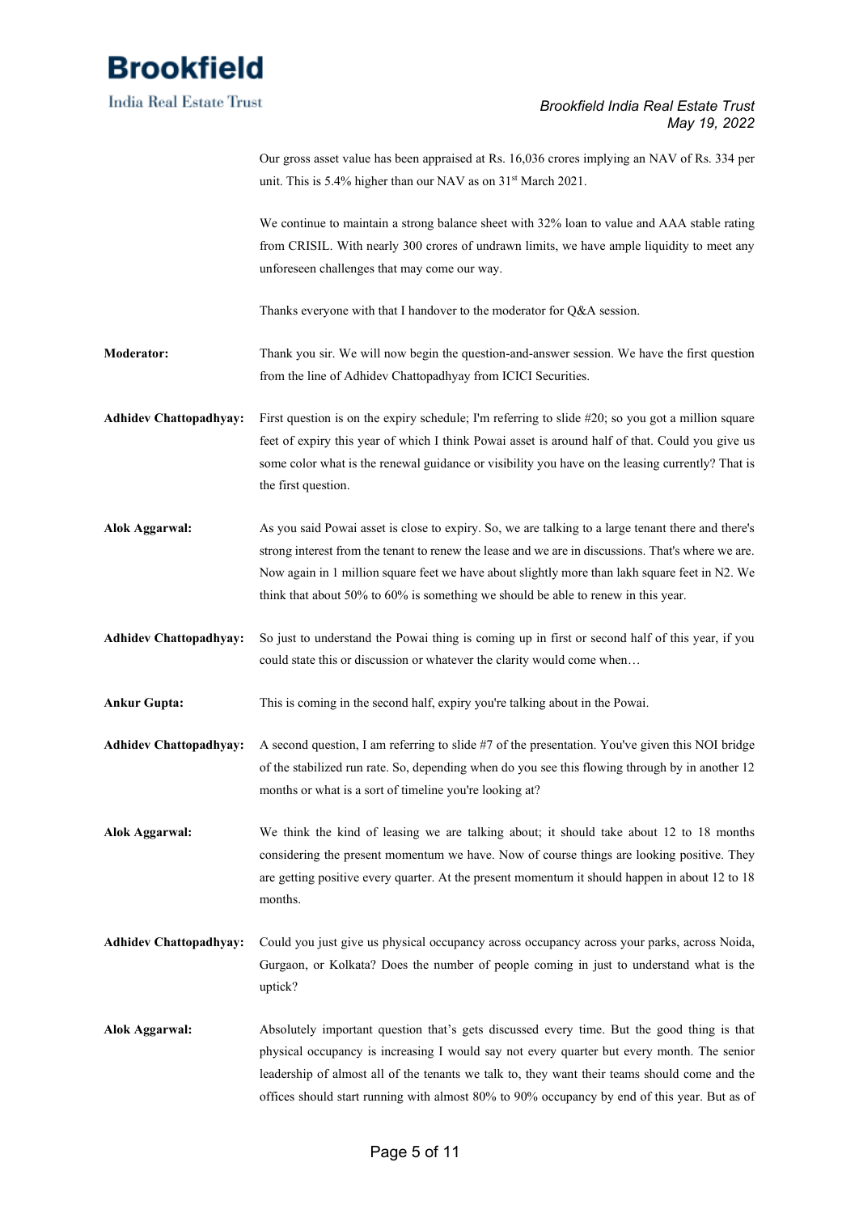Our gross asset value has been appraised at Rs. 16,036 crores implying an NAV of Rs. 334 per unit. This is 5.4% higher than our NAV as on 31st March 2021.

We continue to maintain a strong balance sheet with 32% loan to value and AAA stable rating from CRISIL. With nearly 300 crores of undrawn limits, we have ample liquidity to meet any unforeseen challenges that may come our way.

Thanks everyone with that I handover to the moderator for Q&A session.

**Moderator:** Thank you sir. We will now begin the question-and-answer session. We have the first question from the line of Adhidev Chattopadhyay from ICICI Securities.

**Adhidev Chattopadhyay:** First question is on the expiry schedule; I'm referring to slide #20; so you got a million square feet of expiry this year of which I think Powai asset is around half of that. Could you give us some color what is the renewal guidance or visibility you have on the leasing currently? That is the first question.

**Alok Aggarwal:** As you said Powai asset is close to expiry. So, we are talking to a large tenant there and there's strong interest from the tenant to renew the lease and we are in discussions. That's where we are. Now again in 1 million square feet we have about slightly more than lakh square feet in N2. We think that about 50% to 60% is something we should be able to renew in this year.

**Adhidev Chattopadhyay:** So just to understand the Powai thing is coming up in first or second half of this year, if you could state this or discussion or whatever the clarity would come when…

**Ankur Gupta:** This is coming in the second half, expiry you're talking about in the Powai.

**Adhidev Chattopadhyay:** A second question, I am referring to slide #7 of the presentation. You've given this NOI bridge of the stabilized run rate. So, depending when do you see this flowing through by in another 12 months or what is a sort of timeline you're looking at?

**Alok Aggarwal:** We think the kind of leasing we are talking about; it should take about 12 to 18 months considering the present momentum we have. Now of course things are looking positive. They are getting positive every quarter. At the present momentum it should happen in about 12 to 18 months.

**Adhidev Chattopadhyay:** Could you just give us physical occupancy across occupancy across your parks, across Noida, Gurgaon, or Kolkata? Does the number of people coming in just to understand what is the uptick?

**Alok Aggarwal:** Absolutely important question that's gets discussed every time. But the good thing is that physical occupancy is increasing I would say not every quarter but every month. The senior leadership of almost all of the tenants we talk to, they want their teams should come and the offices should start running with almost 80% to 90% occupancy by end of this year. But as of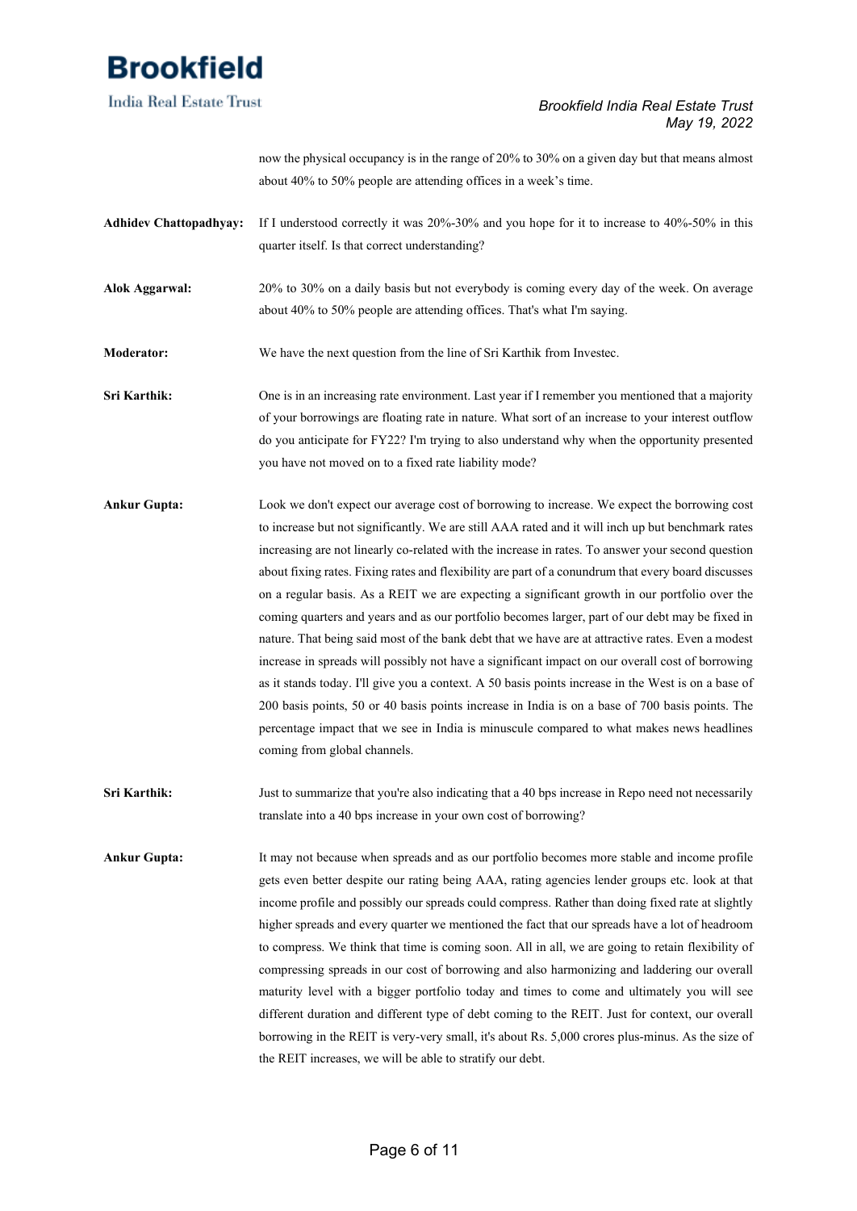now the physical occupancy is in the range of 20% to 30% on a given day but that means almost about 40% to 50% people are attending offices in a week's time.

**Adhidev Chattopadhyay:** If I understood correctly it was 20%-30% and you hope for it to increase to 40%-50% in this quarter itself. Is that correct understanding?

**Alok Aggarwal:** 20% to 30% on a daily basis but not everybody is coming every day of the week. On average about 40% to 50% people are attending offices. That's what I'm saying.

**Moderator:** We have the next question from the line of Sri Karthik from Investec.

**Sri Karthik:** One is in an increasing rate environment. Last year if I remember you mentioned that a majority of your borrowings are floating rate in nature. What sort of an increase to your interest outflow do you anticipate for FY22? I'm trying to also understand why when the opportunity presented you have not moved on to a fixed rate liability mode?

**Ankur Gupta:** Look we don't expect our average cost of borrowing to increase. We expect the borrowing cost to increase but not significantly. We are still AAA rated and it will inch up but benchmark rates increasing are not linearly co-related with the increase in rates. To answer your second question about fixing rates. Fixing rates and flexibility are part of a conundrum that every board discusses on a regular basis. As a REIT we are expecting a significant growth in our portfolio over the coming quarters and years and as our portfolio becomes larger, part of our debt may be fixed in nature. That being said most of the bank debt that we have are at attractive rates. Even a modest increase in spreads will possibly not have a significant impact on our overall cost of borrowing as it stands today. I'll give you a context. A 50 basis points increase in the West is on a base of 200 basis points, 50 or 40 basis points increase in India is on a base of 700 basis points. The percentage impact that we see in India is minuscule compared to what makes news headlines coming from global channels.

**Sri Karthik:** Just to summarize that you're also indicating that a 40 bps increase in Repo need not necessarily translate into a 40 bps increase in your own cost of borrowing?

**Ankur Gupta:** It may not because when spreads and as our portfolio becomes more stable and income profile gets even better despite our rating being AAA, rating agencies lender groups etc. look at that income profile and possibly our spreads could compress. Rather than doing fixed rate at slightly higher spreads and every quarter we mentioned the fact that our spreads have a lot of headroom to compress. We think that time is coming soon. All in all, we are going to retain flexibility of compressing spreads in our cost of borrowing and also harmonizing and laddering our overall maturity level with a bigger portfolio today and times to come and ultimately you will see different duration and different type of debt coming to the REIT. Just for context, our overall borrowing in the REIT is very-very small, it's about Rs. 5,000 crores plus-minus. As the size of the REIT increases, we will be able to stratify our debt.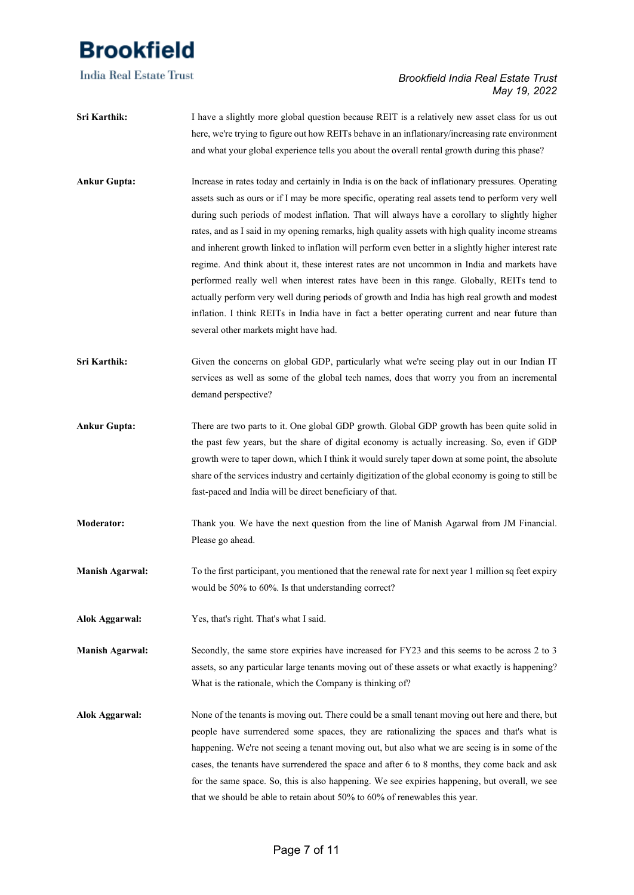**Sri Karthik:** I have a slightly more global question because REIT is a relatively new asset class for us out here, we're trying to figure out how REITs behave in an inflationary/increasing rate environment and what your global experience tells you about the overall rental growth during this phase?

**Ankur Gupta:** Increase in rates today and certainly in India is on the back of inflationary pressures. Operating assets such as ours or if I may be more specific, operating real assets tend to perform very well during such periods of modest inflation. That will always have a corollary to slightly higher rates, and as I said in my opening remarks, high quality assets with high quality income streams and inherent growth linked to inflation will perform even better in a slightly higher interest rate regime. And think about it, these interest rates are not uncommon in India and markets have performed really well when interest rates have been in this range. Globally, REITs tend to actually perform very well during periods of growth and India has high real growth and modest inflation. I think REITs in India have in fact a better operating current and near future than several other markets might have had.

**Sri Karthik:** Given the concerns on global GDP, particularly what we're seeing play out in our Indian IT services as well as some of the global tech names, does that worry you from an incremental demand perspective?

**Ankur Gupta:** There are two parts to it. One global GDP growth. Global GDP growth has been quite solid in the past few years, but the share of digital economy is actually increasing. So, even if GDP growth were to taper down, which I think it would surely taper down at some point, the absolute share of the services industry and certainly digitization of the global economy is going to still be fast-paced and India will be direct beneficiary of that.

**Moderator:** Thank you. We have the next question from the line of Manish Agarwal from JM Financial. Please go ahead.

**Manish Agarwal:** To the first participant, you mentioned that the renewal rate for next year 1 million sq feet expiry would be 50% to 60%. Is that understanding correct?

**Alok Aggarwal:** Yes, that's right. That's what I said.

**Manish Agarwal:** Secondly, the same store expiries have increased for FY23 and this seems to be across 2 to 3 assets, so any particular large tenants moving out of these assets or what exactly is happening? What is the rationale, which the Company is thinking of?

**Alok Aggarwal:** None of the tenants is moving out. There could be a small tenant moving out here and there, but people have surrendered some spaces, they are rationalizing the spaces and that's what is happening. We're not seeing a tenant moving out, but also what we are seeing is in some of the cases, the tenants have surrendered the space and after 6 to 8 months, they come back and ask for the same space. So, this is also happening. We see expiries happening, but overall, we see that we should be able to retain about 50% to 60% of renewables this year.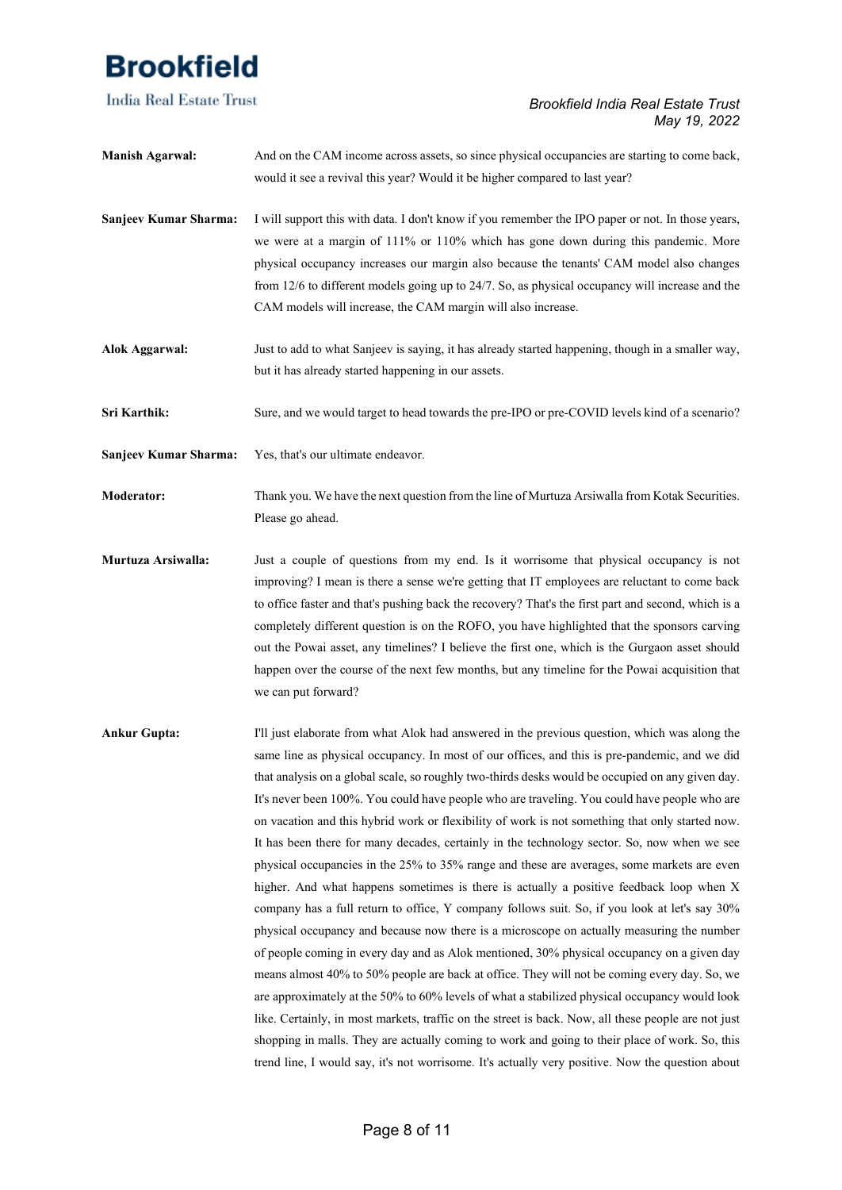**Manish Agarwal:** And on the CAM income across assets, so since physical occupancies are starting to come back, would it see a revival this year? Would it be higher compared to last year?

**Sanjeev Kumar Sharma:** I will support this with data. I don't know if you remember the IPO paper or not. In those years, we were at a margin of 111% or 110% which has gone down during this pandemic. More physical occupancy increases our margin also because the tenants' CAM model also changes from 12/6 to different models going up to 24/7. So, as physical occupancy will increase and the CAM models will increase, the CAM margin will also increase.

**Alok Aggarwal:** Just to add to what Sanjeev is saying, it has already started happening, though in a smaller way, but it has already started happening in our assets.

**Sri Karthik:** Sure, and we would target to head towards the pre-IPO or pre-COVID levels kind of a scenario?

**Sanjeev Kumar Sharma:** Yes, that's our ultimate endeavor.

**Moderator:** Thank you. We have the next question from the line of Murtuza Arsiwalla from Kotak Securities. Please go ahead.

**Murtuza Arsiwalla:** Just a couple of questions from my end. Is it worrisome that physical occupancy is not improving? I mean is there a sense we're getting that IT employees are reluctant to come back to office faster and that's pushing back the recovery? That's the first part and second, which is a completely different question is on the ROFO, you have highlighted that the sponsors carving out the Powai asset, any timelines? I believe the first one, which is the Gurgaon asset should happen over the course of the next few months, but any timeline for the Powai acquisition that we can put forward?

**Ankur Gupta:** I'll just elaborate from what Alok had answered in the previous question, which was along the same line as physical occupancy. In most of our offices, and this is pre-pandemic, and we did that analysis on a global scale, so roughly two-thirds desks would be occupied on any given day. It's never been 100%. You could have people who are traveling. You could have people who are on vacation and this hybrid work or flexibility of work is not something that only started now. It has been there for many decades, certainly in the technology sector. So, now when we see physical occupancies in the 25% to 35% range and these are averages, some markets are even higher. And what happens sometimes is there is actually a positive feedback loop when X company has a full return to office, Y company follows suit. So, if you look at let's say 30% physical occupancy and because now there is a microscope on actually measuring the number of people coming in every day and as Alok mentioned, 30% physical occupancy on a given day means almost 40% to 50% people are back at office. They will not be coming every day. So, we are approximately at the 50% to 60% levels of what a stabilized physical occupancy would look like. Certainly, in most markets, traffic on the street is back. Now, all these people are not just shopping in malls. They are actually coming to work and going to their place of work. So, this trend line, I would say, it's not worrisome. It's actually very positive. Now the question about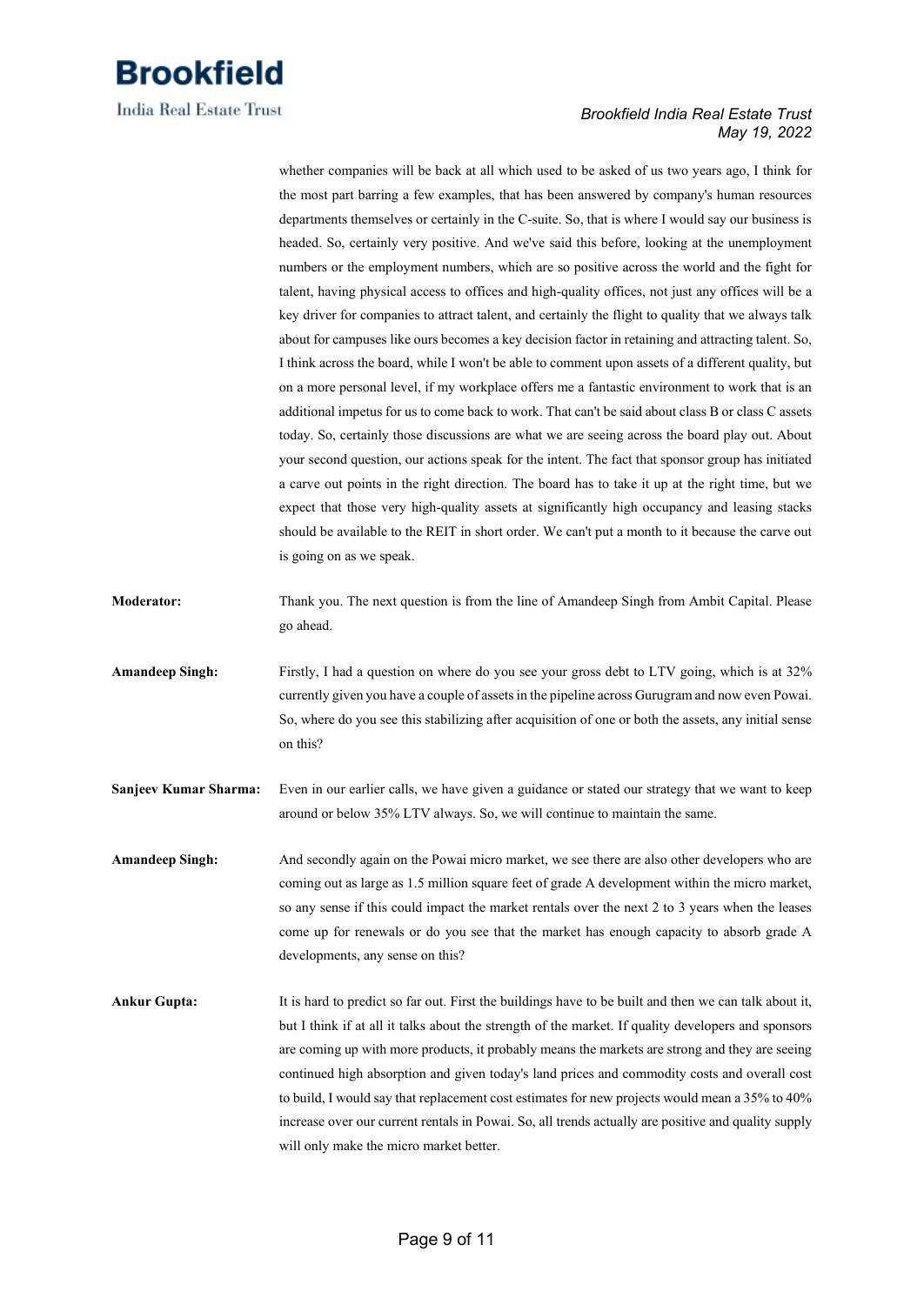whether companies will be back at all which used to be asked of us two years ago, I think for the most part barring a few examples, that has been answered by company's human resources departments themselves or certainly in the C-suite. So, that is where I would say our business is headed. So, certainly very positive. And we've said this before, looking at the unemployment numbers or the employment numbers, which are so positive across the world and the fight for talent, having physical access to offices and high-quality offices, not just any offices will be a key driver for companies to attract talent, and certainly the flight to quality that we always talk about for campuses like ours becomes a key decision factor in retaining and attracting talent. So, I think across the board, while I won't be able to comment upon assets of a different quality, but on a more personal level, if my workplace offers me a fantastic environment to work that is an additional impetus for us to come back to work. That can't be said about class B or class C assets today. So, certainly those discussions are what we are seeing across the board play out. About your second question, our actions speak for the intent. The fact that sponsor group has initiated a carve out points in the right direction. The board has to take it up at the right time, but we expect that those very high-quality assets at significantly high occupancy and leasing stacks should be available to the REIT in short order. We can't put a month to it because the carve out is going on as we speak.

**Moderator:** Thank you. The next question is from the line of Amandeep Singh from Ambit Capital. Please go ahead.

**Amandeep Singh:** Firstly, I had a question on where do you see your gross debt to LTV going, which is at 32% currently given you have a couple of assets in the pipeline across Gurugram and now even Powai. So, where do you see this stabilizing after acquisition of one or both the assets, any initial sense on this?

**Sanjeev Kumar Sharma:** Even in our earlier calls, we have given a guidance or stated our strategy that we want to keep around or below 35% LTV always. So, we will continue to maintain the same.

**Amandeep Singh:** And secondly again on the Powai micro market, we see there are also other developers who are coming out as large as 1.5 million square feet of grade A development within the micro market, so any sense if this could impact the market rentals over the next 2 to 3 years when the leases come up for renewals or do you see that the market has enough capacity to absorb grade A developments, any sense on this?

**Ankur Gupta:** It is hard to predict so far out. First the buildings have to be built and then we can talk about it, but I think if at all it talks about the strength of the market. If quality developers and sponsors are coming up with more products, it probably means the markets are strong and they are seeing continued high absorption and given today's land prices and commodity costs and overall cost to build, I would say that replacement cost estimates for new projects would mean a 35% to 40% increase over our current rentals in Powai. So, all trends actually are positive and quality supply will only make the micro market better.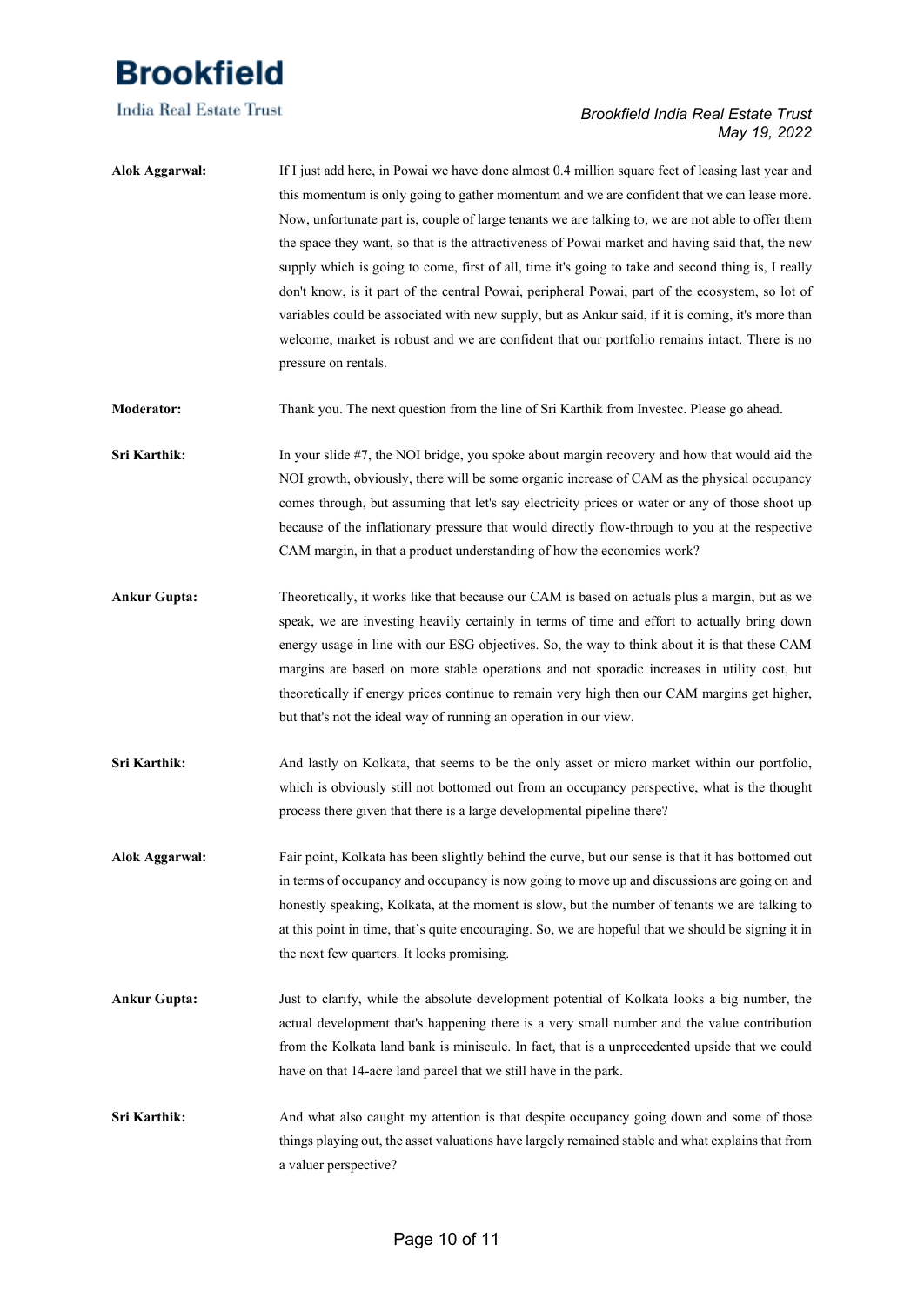**Alok Aggarwal:** If I just add here, in Powai we have done almost 0.4 million square feet of leasing last year and this momentum is only going to gather momentum and we are confident that we can lease more. Now, unfortunate part is, couple of large tenants we are talking to, we are not able to offer them the space they want, so that is the attractiveness of Powai market and having said that, the new supply which is going to come, first of all, time it's going to take and second thing is, I really don't know, is it part of the central Powai, peripheral Powai, part of the ecosystem, so lot of variables could be associated with new supply, but as Ankur said, if it is coming, it's more than welcome, market is robust and we are confident that our portfolio remains intact. There is no pressure on rentals.

**Moderator:** Thank you. The next question from the line of Sri Karthik from Investec. Please go ahead.

**Sri Karthik:** In your slide #7, the NOI bridge, you spoke about margin recovery and how that would aid the NOI growth, obviously, there will be some organic increase of CAM as the physical occupancy comes through, but assuming that let's say electricity prices or water or any of those shoot up because of the inflationary pressure that would directly flow-through to you at the respective CAM margin, in that a product understanding of how the economics work?

**Ankur Gupta:** Theoretically, it works like that because our CAM is based on actuals plus a margin, but as we speak, we are investing heavily certainly in terms of time and effort to actually bring down energy usage in line with our ESG objectives. So, the way to think about it is that these CAM margins are based on more stable operations and not sporadic increases in utility cost, but theoretically if energy prices continue to remain very high then our CAM margins get higher, but that's not the ideal way of running an operation in our view.

**Sri Karthik:** And lastly on Kolkata, that seems to be the only asset or micro market within our portfolio, which is obviously still not bottomed out from an occupancy perspective, what is the thought process there given that there is a large developmental pipeline there?

**Alok Aggarwal:** Fair point, Kolkata has been slightly behind the curve, but our sense is that it has bottomed out in terms of occupancy and occupancy is now going to move up and discussions are going on and honestly speaking, Kolkata, at the moment is slow, but the number of tenants we are talking to at this point in time, that's quite encouraging. So, we are hopeful that we should be signing it in the next few quarters. It looks promising.

**Ankur Gupta:** Just to clarify, while the absolute development potential of Kolkata looks a big number, the actual development that's happening there is a very small number and the value contribution from the Kolkata land bank is miniscule. In fact, that is a unprecedented upside that we could have on that 14-acre land parcel that we still have in the park.

**Sri Karthik:** And what also caught my attention is that despite occupancy going down and some of those things playing out, the asset valuations have largely remained stable and what explains that from a valuer perspective?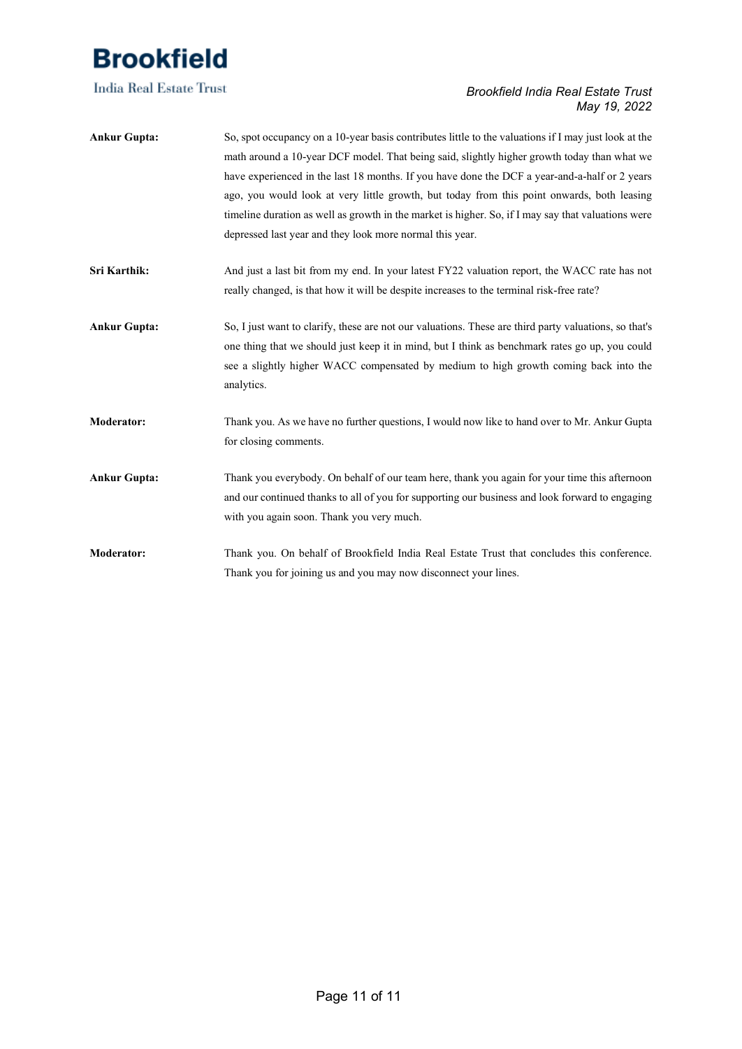**Ankur Gupta:** So, spot occupancy on a 10-year basis contributes little to the valuations if I may just look at the math around a 10-year DCF model. That being said, slightly higher growth today than what we have experienced in the last 18 months. If you have done the DCF a year-and-a-half or 2 years ago, you would look at very little growth, but today from this point onwards, both leasing timeline duration as well as growth in the market is higher. So, if I may say that valuations were depressed last year and they look more normal this year.

**Sri Karthik:** And just a last bit from my end. In your latest FY22 valuation report, the WACC rate has not really changed, is that how it will be despite increases to the terminal risk-free rate?

**Ankur Gupta:** So, I just want to clarify, these are not our valuations. These are third party valuations, so that's one thing that we should just keep it in mind, but I think as benchmark rates go up, you could see a slightly higher WACC compensated by medium to high growth coming back into the analytics.

**Moderator:** Thank you. As we have no further questions, I would now like to hand over to Mr. Ankur Gupta for closing comments.

**Ankur Gupta:** Thank you everybody. On behalf of our team here, thank you again for your time this afternoon and our continued thanks to all of you for supporting our business and look forward to engaging with you again soon. Thank you very much.

**Moderator:** Thank you. On behalf of Brookfield India Real Estate Trust that concludes this conference. Thank you for joining us and you may now disconnect your lines.